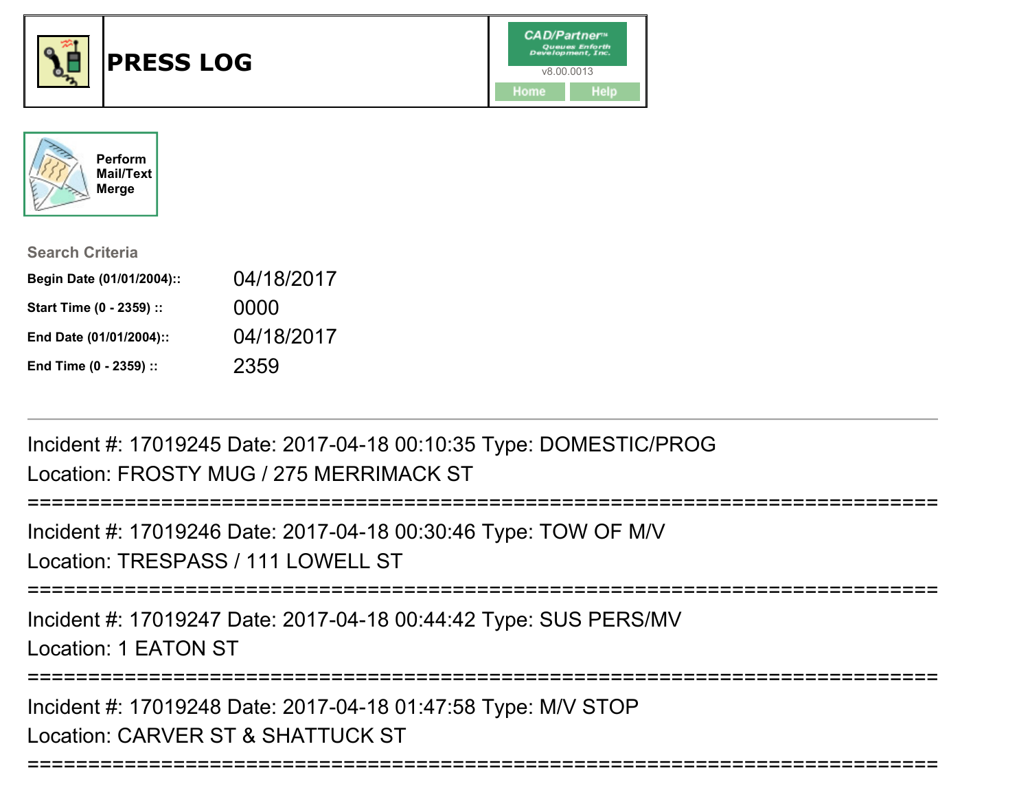# PRESS LOG

CAD/Partner™
Queues Enforth Development, Inc.
v8.00.0013

Home Help

Perform Mail/Text Merge

**Search Criteria**

| | |
|---|---|
| **Begin Date (01/01/2004)::** | 04/18/2017 |
| **Start Time (0 - 2359) ::** | 0000 |
| **End Date (01/01/2004)::** | 04/18/2017 |
| **End Time (0 - 2359) ::** | 2359 |

---

Incident #: 17019245 Date: 2017-04-18 00:10:35 Type: DOMESTIC/PROG
Location: FROSTY MUG / 275 MERRIMACK ST

===========================================================================

Incident #: 17019246 Date: 2017-04-18 00:30:46 Type: TOW OF M/V
Location: TRESPASS / 111 LOWELL ST

===========================================================================

Incident #: 17019247 Date: 2017-04-18 00:44:42 Type: SUS PERS/MV
Location: 1 EATON ST

===========================================================================

Incident #: 17019248 Date: 2017-04-18 01:47:58 Type: M/V STOP
Location: CARVER ST & SHATTUCK ST

===========================================================================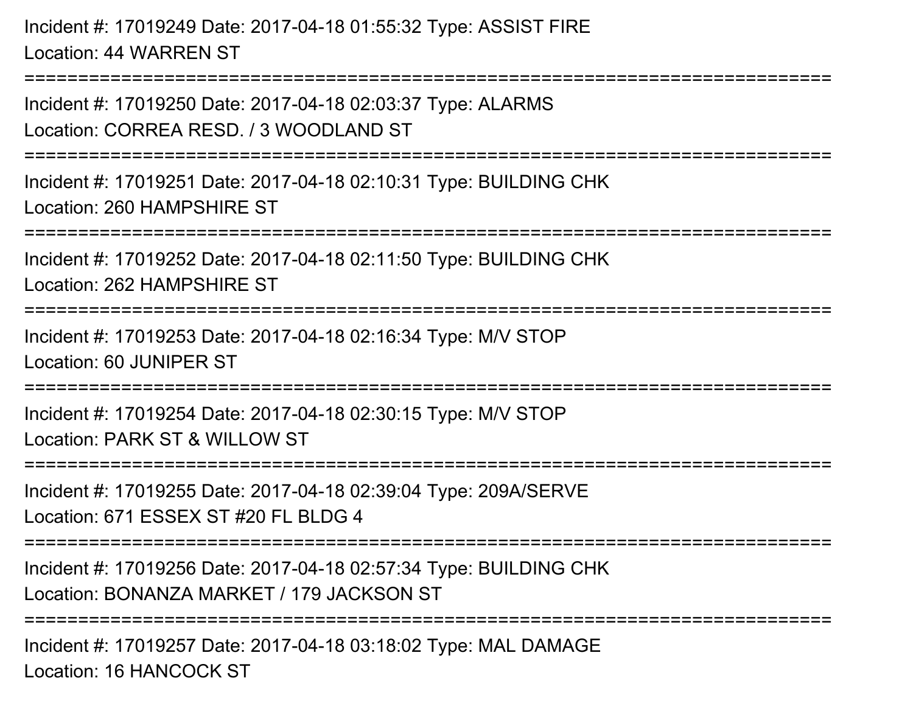Incident #: 17019249 Date: 2017-04-18 01:55:32 Type: ASSIST FIRE
Location: 44 WARREN ST

===========================================================================

Incident #: 17019250 Date: 2017-04-18 02:03:37 Type: ALARMS
Location: CORREA RESD. / 3 WOODLAND ST

===========================================================================

Incident #: 17019251 Date: 2017-04-18 02:10:31 Type: BUILDING CHK
Location: 260 HAMPSHIRE ST

===========================================================================

Incident #: 17019252 Date: 2017-04-18 02:11:50 Type: BUILDING CHK
Location: 262 HAMPSHIRE ST

===========================================================================

Incident #: 17019253 Date: 2017-04-18 02:16:34 Type: M/V STOP
Location: 60 JUNIPER ST

===========================================================================

Incident #: 17019254 Date: 2017-04-18 02:30:15 Type: M/V STOP
Location: PARK ST & WILLOW ST

===========================================================================

Incident #: 17019255 Date: 2017-04-18 02:39:04 Type: 209A/SERVE
Location: 671 ESSEX ST #20 FL BLDG 4

===========================================================================

Incident #: 17019256 Date: 2017-04-18 02:57:34 Type: BUILDING CHK
Location: BONANZA MARKET / 179 JACKSON ST

===========================================================================

Incident #: 17019257 Date: 2017-04-18 03:18:02 Type: MAL DAMAGE
Location: 16 HANCOCK ST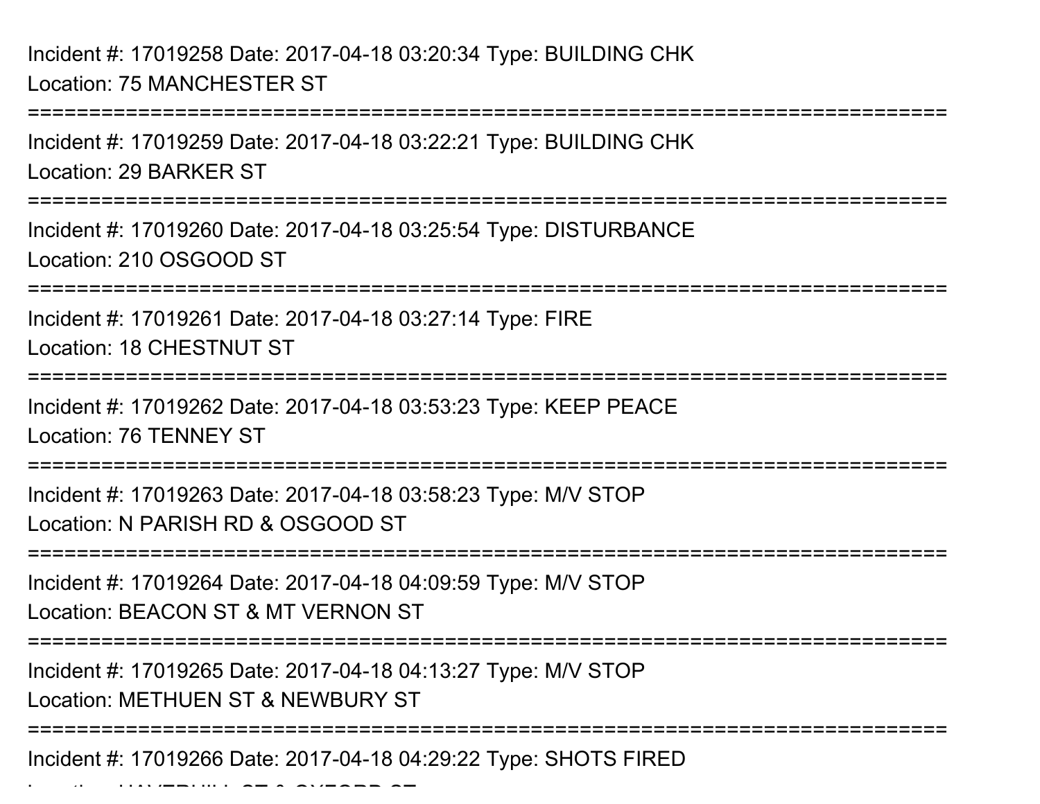Incident #: 17019258 Date: 2017-04-18 03:20:34 Type: BUILDING CHK
Location: 75 MANCHESTER ST

===========================================================================

Incident #: 17019259 Date: 2017-04-18 03:22:21 Type: BUILDING CHK
Location: 29 BARKER ST

===========================================================================

Incident #: 17019260 Date: 2017-04-18 03:25:54 Type: DISTURBANCE
Location: 210 OSGOOD ST

===========================================================================

Incident #: 17019261 Date: 2017-04-18 03:27:14 Type: FIRE
Location: 18 CHESTNUT ST

===========================================================================

Incident #: 17019262 Date: 2017-04-18 03:53:23 Type: KEEP PEACE
Location: 76 TENNEY ST

===========================================================================

Incident #: 17019263 Date: 2017-04-18 03:58:23 Type: M/V STOP
Location: N PARISH RD & OSGOOD ST

===========================================================================

Incident #: 17019264 Date: 2017-04-18 04:09:59 Type: M/V STOP
Location: BEACON ST & MT VERNON ST

===========================================================================

Incident #: 17019265 Date: 2017-04-18 04:13:27 Type: M/V STOP
Location: METHUEN ST & NEWBURY ST

===========================================================================

Incident #: 17019266 Date: 2017-04-18 04:29:22 Type: SHOTS FIRED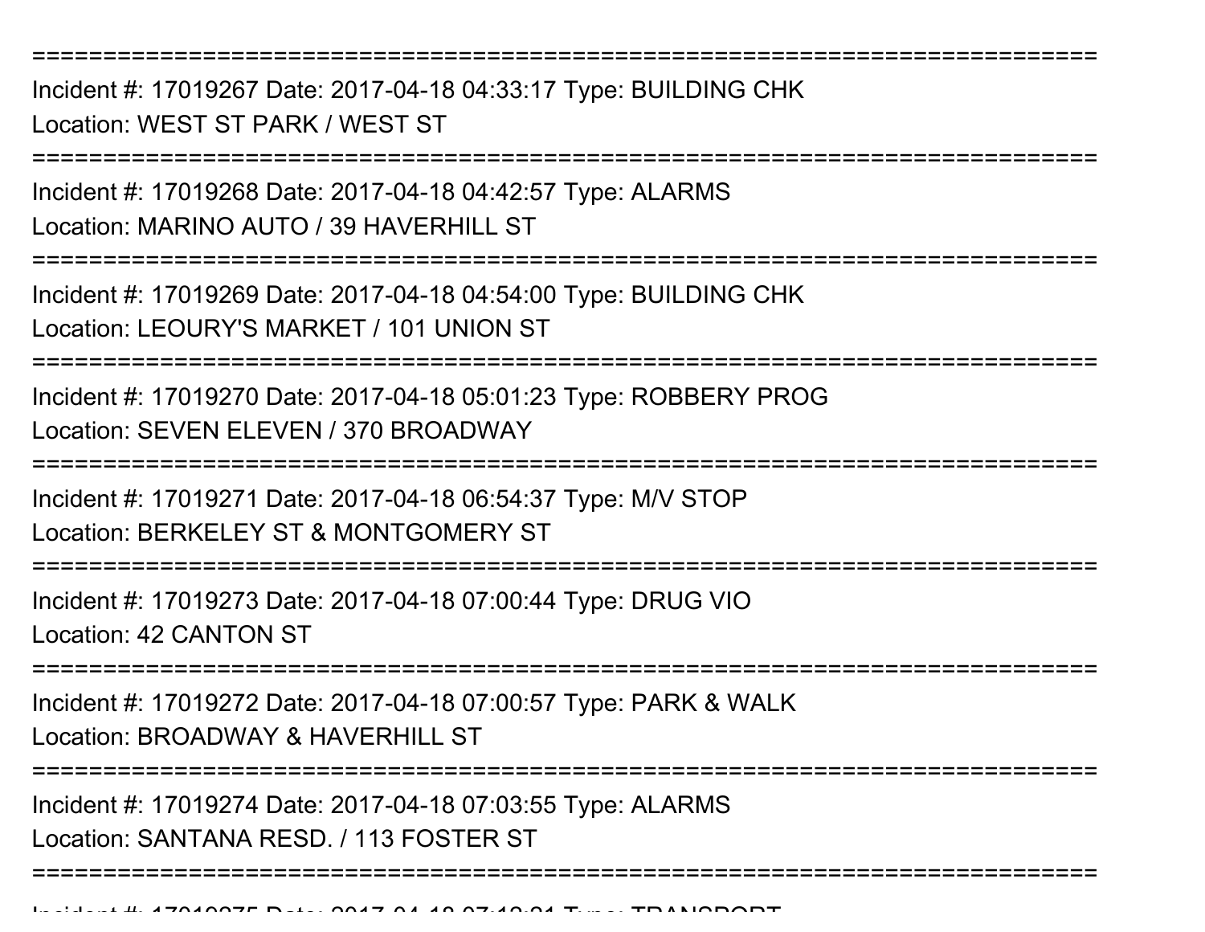===========================================================================

Incident #: 17019267 Date: 2017-04-18 04:33:17 Type: BUILDING CHK

Location: WEST ST PARK / WEST ST

===========================================================================

Incident #: 17019268 Date: 2017-04-18 04:42:57 Type: ALARMS

Location: MARINO AUTO / 39 HAVERHILL ST

===========================================================================

Incident #: 17019269 Date: 2017-04-18 04:54:00 Type: BUILDING CHK

Location: LEOURY'S MARKET / 101 UNION ST

===========================================================================

Incident #: 17019270 Date: 2017-04-18 05:01:23 Type: ROBBERY PROG

Location: SEVEN ELEVEN / 370 BROADWAY

===========================================================================

Incident #: 17019271 Date: 2017-04-18 06:54:37 Type: M/V STOP

Location: BERKELEY ST & MONTGOMERY ST

===========================================================================

Incident #: 17019273 Date: 2017-04-18 07:00:44 Type: DRUG VIO

Location: 42 CANTON ST

===========================================================================

Incident #: 17019272 Date: 2017-04-18 07:00:57 Type: PARK & WALK

Location: BROADWAY & HAVERHILL ST

===========================================================================

Incident #: 17019274 Date: 2017-04-18 07:03:55 Type: ALARMS

Location: SANTANA RESD. / 113 FOSTER ST

===========================================================================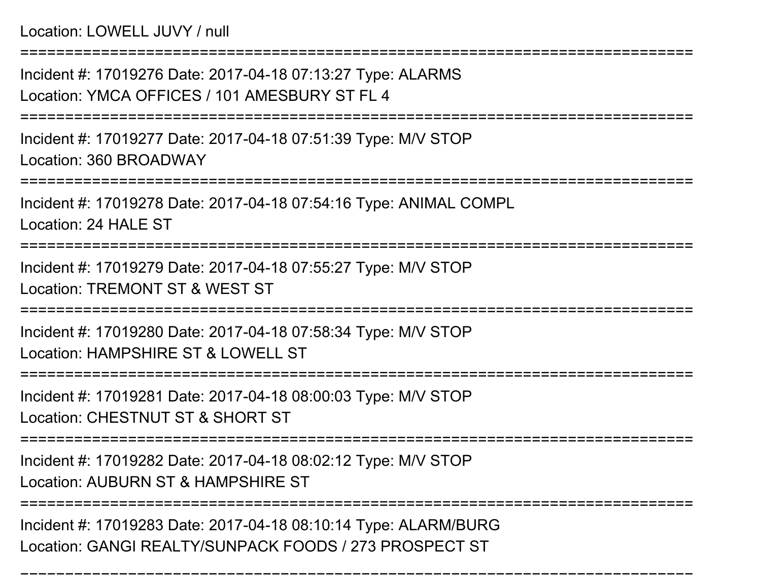Location: LOWELL JUVY / null

===========================================================================

Incident #: 17019276 Date: 2017-04-18 07:13:27 Type: ALARMS
Location: YMCA OFFICES / 101 AMESBURY ST FL 4

===========================================================================

Incident #: 17019277 Date: 2017-04-18 07:51:39 Type: M/V STOP
Location: 360 BROADWAY

===========================================================================

Incident #: 17019278 Date: 2017-04-18 07:54:16 Type: ANIMAL COMPL
Location: 24 HALE ST

===========================================================================

Incident #: 17019279 Date: 2017-04-18 07:55:27 Type: M/V STOP
Location: TREMONT ST & WEST ST

===========================================================================

Incident #: 17019280 Date: 2017-04-18 07:58:34 Type: M/V STOP
Location: HAMPSHIRE ST & LOWELL ST

===========================================================================

Incident #: 17019281 Date: 2017-04-18 08:00:03 Type: M/V STOP
Location: CHESTNUT ST & SHORT ST

===========================================================================

Incident #: 17019282 Date: 2017-04-18 08:02:12 Type: M/V STOP
Location: AUBURN ST & HAMPSHIRE ST

===========================================================================

Incident #: 17019283 Date: 2017-04-18 08:10:14 Type: ALARM/BURG
Location: GANGI REALTY/SUNPACK FOODS / 273 PROSPECT ST

===========================================================================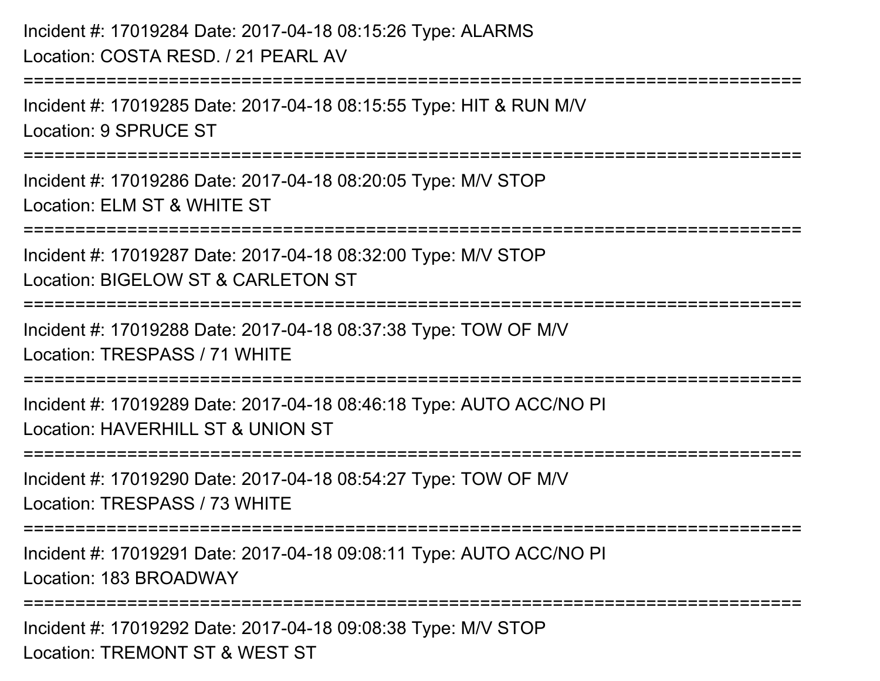Incident #: 17019284 Date: 2017-04-18 08:15:26 Type: ALARMS
Location: COSTA RESD. / 21 PEARL AV

===========================================================================

Incident #: 17019285 Date: 2017-04-18 08:15:55 Type: HIT & RUN M/V
Location: 9 SPRUCE ST

===========================================================================

Incident #: 17019286 Date: 2017-04-18 08:20:05 Type: M/V STOP
Location: ELM ST & WHITE ST

===========================================================================

Incident #: 17019287 Date: 2017-04-18 08:32:00 Type: M/V STOP
Location: BIGELOW ST & CARLETON ST

===========================================================================

Incident #: 17019288 Date: 2017-04-18 08:37:38 Type: TOW OF M/V
Location: TRESPASS / 71 WHITE

===========================================================================

Incident #: 17019289 Date: 2017-04-18 08:46:18 Type: AUTO ACC/NO PI
Location: HAVERHILL ST & UNION ST

===========================================================================

Incident #: 17019290 Date: 2017-04-18 08:54:27 Type: TOW OF M/V
Location: TRESPASS / 73 WHITE

===========================================================================

Incident #: 17019291 Date: 2017-04-18 09:08:11 Type: AUTO ACC/NO PI
Location: 183 BROADWAY

===========================================================================

Incident #: 17019292 Date: 2017-04-18 09:08:38 Type: M/V STOP
Location: TREMONT ST & WEST ST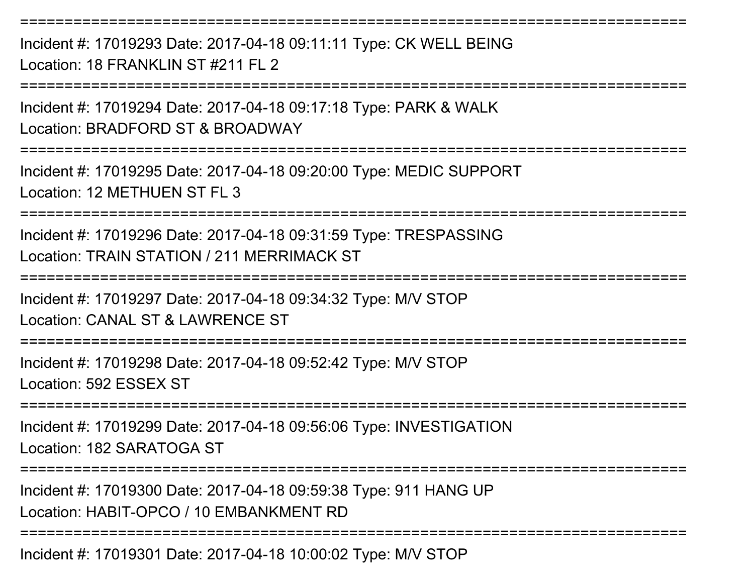===========================================================================
Incident #: 17019293 Date: 2017-04-18 09:11:11 Type: CK WELL BEING
Location: 18 FRANKLIN ST #211 FL 2
===========================================================================
Incident #: 17019294 Date: 2017-04-18 09:17:18 Type: PARK & WALK
Location: BRADFORD ST & BROADWAY
===========================================================================
Incident #: 17019295 Date: 2017-04-18 09:20:00 Type: MEDIC SUPPORT
Location: 12 METHUEN ST FL 3
===========================================================================
Incident #: 17019296 Date: 2017-04-18 09:31:59 Type: TRESPASSING
Location: TRAIN STATION / 211 MERRIMACK ST
===========================================================================
Incident #: 17019297 Date: 2017-04-18 09:34:32 Type: M/V STOP
Location: CANAL ST & LAWRENCE ST
===========================================================================
Incident #: 17019298 Date: 2017-04-18 09:52:42 Type: M/V STOP
Location: 592 ESSEX ST
===========================================================================
Incident #: 17019299 Date: 2017-04-18 09:56:06 Type: INVESTIGATION
Location: 182 SARATOGA ST
===========================================================================
Incident #: 17019300 Date: 2017-04-18 09:59:38 Type: 911 HANG UP
Location: HABIT-OPCO / 10 EMBANKMENT RD
===========================================================================
Incident #: 17019301 Date: 2017-04-18 10:00:02 Type: M/V STOP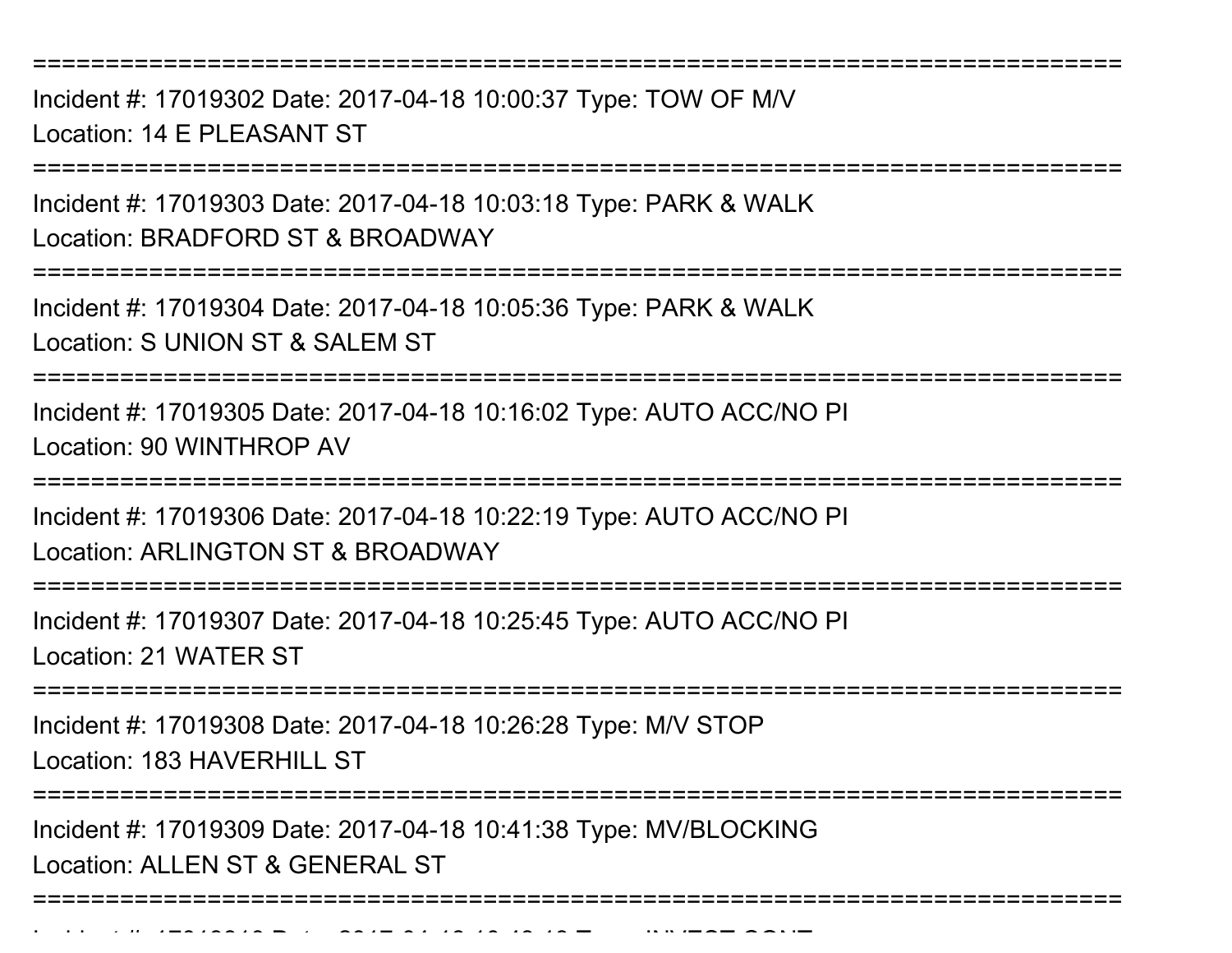================================================================================

Incident #: 17019302 Date: 2017-04-18 10:00:37 Type: TOW OF M/V
Location: 14 E PLEASANT ST

================================================================================

Incident #: 17019303 Date: 2017-04-18 10:03:18 Type: PARK & WALK
Location: BRADFORD ST & BROADWAY

================================================================================

Incident #: 17019304 Date: 2017-04-18 10:05:36 Type: PARK & WALK
Location: S UNION ST & SALEM ST

================================================================================

Incident #: 17019305 Date: 2017-04-18 10:16:02 Type: AUTO ACC/NO PI
Location: 90 WINTHROP AV

================================================================================

Incident #: 17019306 Date: 2017-04-18 10:22:19 Type: AUTO ACC/NO PI
Location: ARLINGTON ST & BROADWAY

================================================================================

Incident #: 17019307 Date: 2017-04-18 10:25:45 Type: AUTO ACC/NO PI
Location: 21 WATER ST

================================================================================

Incident #: 17019308 Date: 2017-04-18 10:26:28 Type: M/V STOP
Location: 183 HAVERHILL ST

================================================================================

Incident #: 17019309 Date: 2017-04-18 10:41:38 Type: MV/BLOCKING
Location: ALLEN ST & GENERAL ST

================================================================================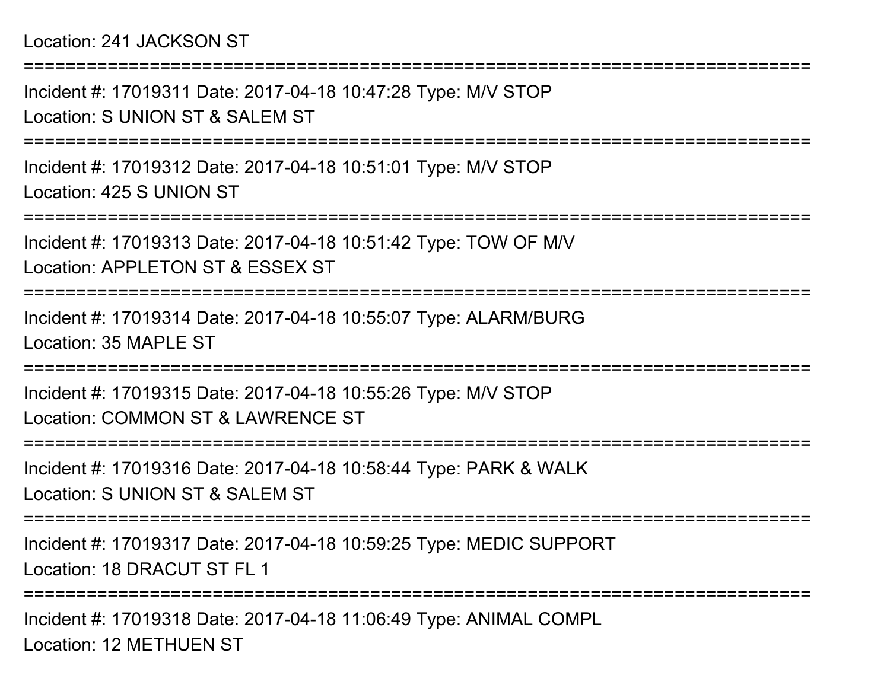Location: 241 JACKSON ST

===========================================================================

Incident #: 17019311 Date: 2017-04-18 10:47:28 Type: M/V STOP

Location: S UNION ST & SALEM ST

===========================================================================

Incident #: 17019312 Date: 2017-04-18 10:51:01 Type: M/V STOP

Location: 425 S UNION ST

===========================================================================

Incident #: 17019313 Date: 2017-04-18 10:51:42 Type: TOW OF M/V

Location: APPLETON ST & ESSEX ST

===========================================================================

Incident #: 17019314 Date: 2017-04-18 10:55:07 Type: ALARM/BURG

Location: 35 MAPLE ST

===========================================================================

Incident #: 17019315 Date: 2017-04-18 10:55:26 Type: M/V STOP

Location: COMMON ST & LAWRENCE ST

===========================================================================

Incident #: 17019316 Date: 2017-04-18 10:58:44 Type: PARK & WALK

Location: S UNION ST & SALEM ST

===========================================================================

Incident #: 17019317 Date: 2017-04-18 10:59:25 Type: MEDIC SUPPORT

Location: 18 DRACUT ST FL 1

===========================================================================

Incident #: 17019318 Date: 2017-04-18 11:06:49 Type: ANIMAL COMPL

Location: 12 METHUEN ST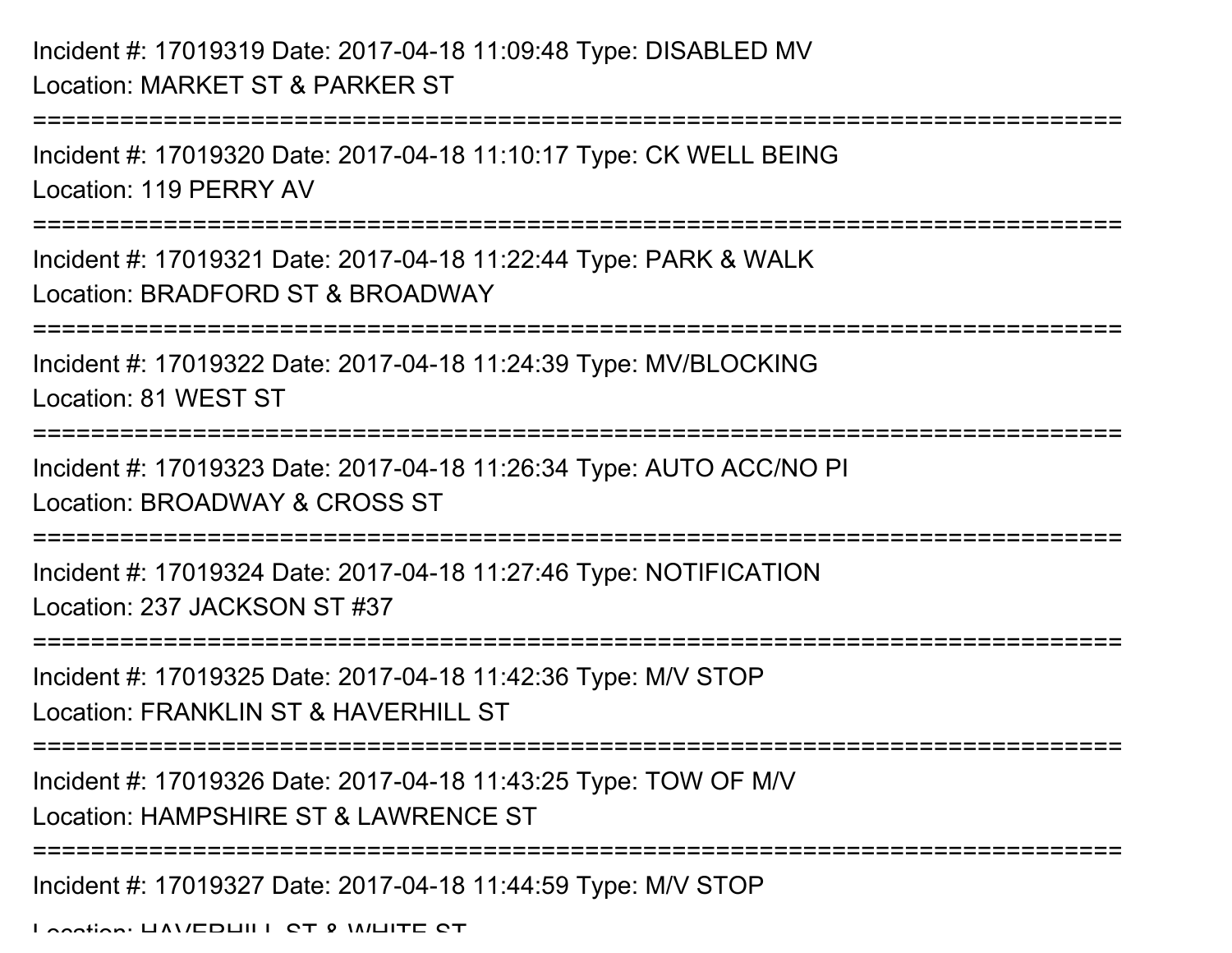Incident #: 17019319 Date: 2017-04-18 11:09:48 Type: DISABLED MV
Location: MARKET ST & PARKER ST

===========================================================================

Incident #: 17019320 Date: 2017-04-18 11:10:17 Type: CK WELL BEING
Location: 119 PERRY AV

===========================================================================

Incident #: 17019321 Date: 2017-04-18 11:22:44 Type: PARK & WALK
Location: BRADFORD ST & BROADWAY

===========================================================================

Incident #: 17019322 Date: 2017-04-18 11:24:39 Type: MV/BLOCKING
Location: 81 WEST ST

===========================================================================

Incident #: 17019323 Date: 2017-04-18 11:26:34 Type: AUTO ACC/NO PI
Location: BROADWAY & CROSS ST

===========================================================================

Incident #: 17019324 Date: 2017-04-18 11:27:46 Type: NOTIFICATION
Location: 237 JACKSON ST #37

===========================================================================

Incident #: 17019325 Date: 2017-04-18 11:42:36 Type: M/V STOP
Location: FRANKLIN ST & HAVERHILL ST

===========================================================================

Incident #: 17019326 Date: 2017-04-18 11:43:25 Type: TOW OF M/V
Location: HAMPSHIRE ST & LAWRENCE ST

===========================================================================

Incident #: 17019327 Date: 2017-04-18 11:44:59 Type: M/V STOP
Location: HAVERHILL ST & WHITE ST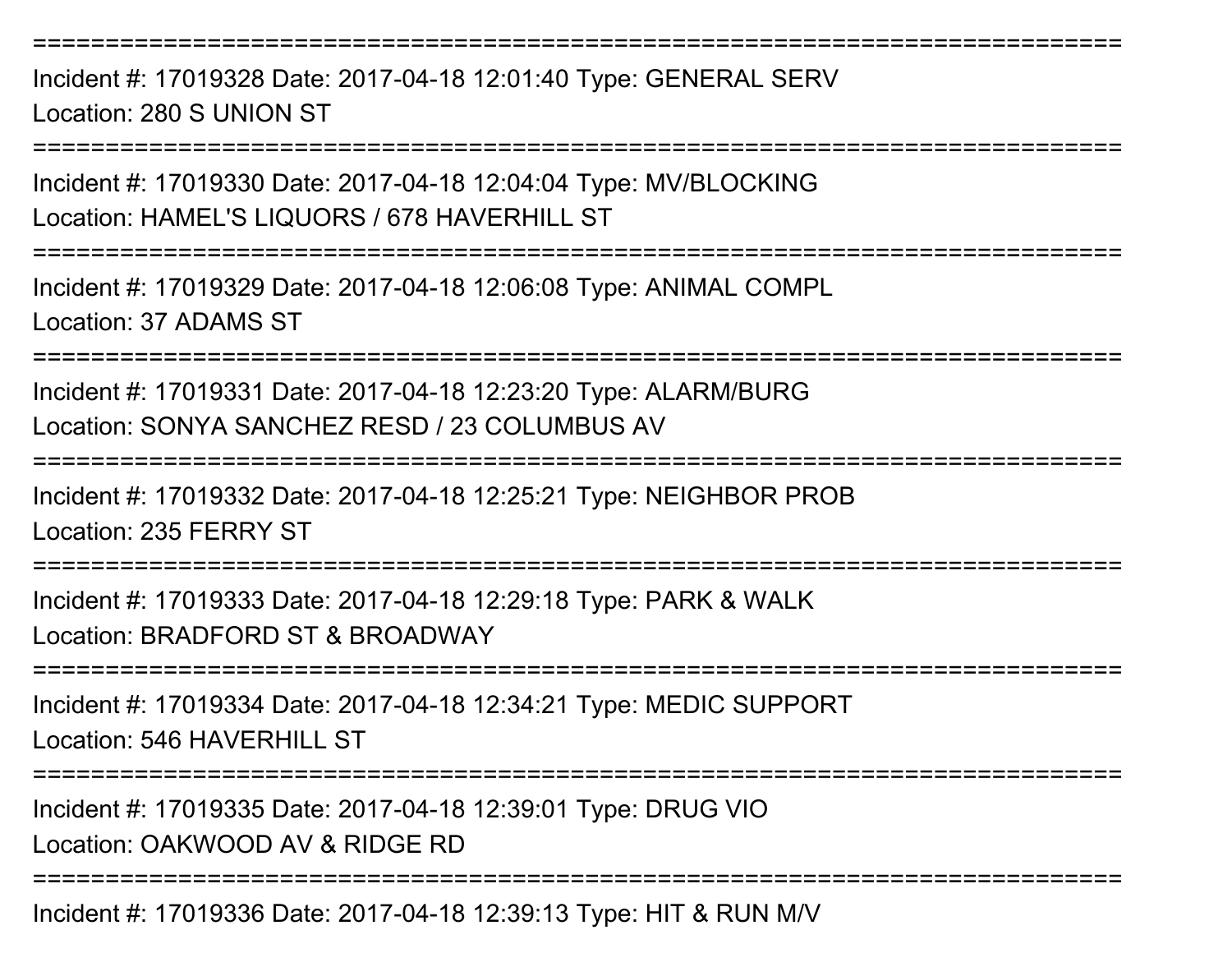===========================================================================
Incident #: 17019328 Date: 2017-04-18 12:01:40 Type: GENERAL SERV
Location: 280 S UNION ST
===========================================================================
Incident #: 17019330 Date: 2017-04-18 12:04:04 Type: MV/BLOCKING
Location: HAMEL'S LIQUORS / 678 HAVERHILL ST
===========================================================================
Incident #: 17019329 Date: 2017-04-18 12:06:08 Type: ANIMAL COMPL
Location: 37 ADAMS ST
===========================================================================
Incident #: 17019331 Date: 2017-04-18 12:23:20 Type: ALARM/BURG
Location: SONYA SANCHEZ RESD / 23 COLUMBUS AV
===========================================================================
Incident #: 17019332 Date: 2017-04-18 12:25:21 Type: NEIGHBOR PROB
Location: 235 FERRY ST
===========================================================================
Incident #: 17019333 Date: 2017-04-18 12:29:18 Type: PARK & WALK
Location: BRADFORD ST & BROADWAY
===========================================================================
Incident #: 17019334 Date: 2017-04-18 12:34:21 Type: MEDIC SUPPORT
Location: 546 HAVERHILL ST
===========================================================================
Incident #: 17019335 Date: 2017-04-18 12:39:01 Type: DRUG VIO
Location: OAKWOOD AV & RIDGE RD
===========================================================================
Incident #: 17019336 Date: 2017-04-18 12:39:13 Type: HIT & RUN M/V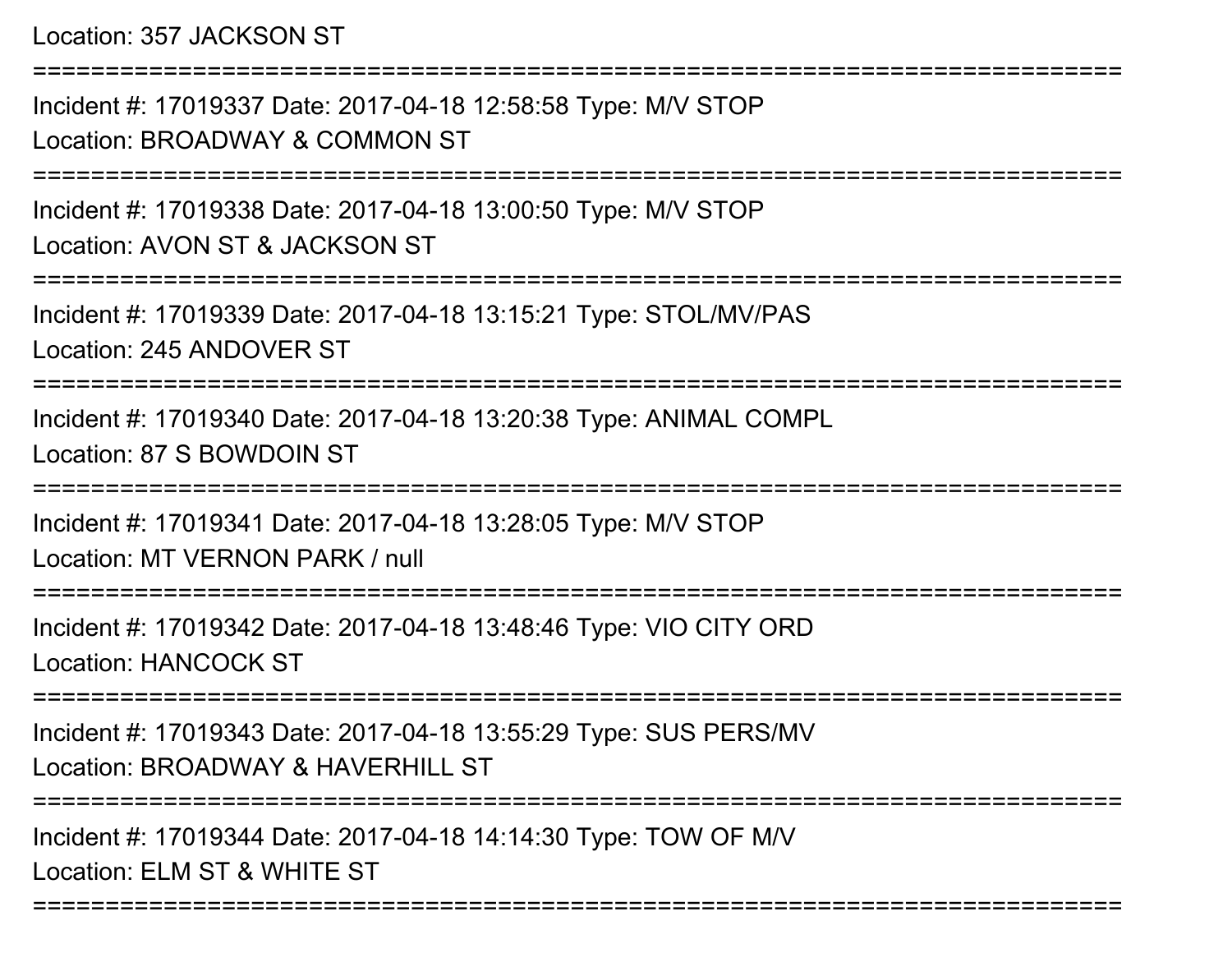Location: 357 JACKSON ST

===========================================================================

Incident #: 17019337 Date: 2017-04-18 12:58:58 Type: M/V STOP
Location: BROADWAY & COMMON ST

===========================================================================

Incident #: 17019338 Date: 2017-04-18 13:00:50 Type: M/V STOP
Location: AVON ST & JACKSON ST

===========================================================================

Incident #: 17019339 Date: 2017-04-18 13:15:21 Type: STOL/MV/PAS
Location: 245 ANDOVER ST

===========================================================================

Incident #: 17019340 Date: 2017-04-18 13:20:38 Type: ANIMAL COMPL
Location: 87 S BOWDOIN ST

===========================================================================

Incident #: 17019341 Date: 2017-04-18 13:28:05 Type: M/V STOP
Location: MT VERNON PARK / null

===========================================================================

Incident #: 17019342 Date: 2017-04-18 13:48:46 Type: VIO CITY ORD
Location: HANCOCK ST

===========================================================================

Incident #: 17019343 Date: 2017-04-18 13:55:29 Type: SUS PERS/MV
Location: BROADWAY & HAVERHILL ST

===========================================================================

Incident #: 17019344 Date: 2017-04-18 14:14:30 Type: TOW OF M/V
Location: ELM ST & WHITE ST

===========================================================================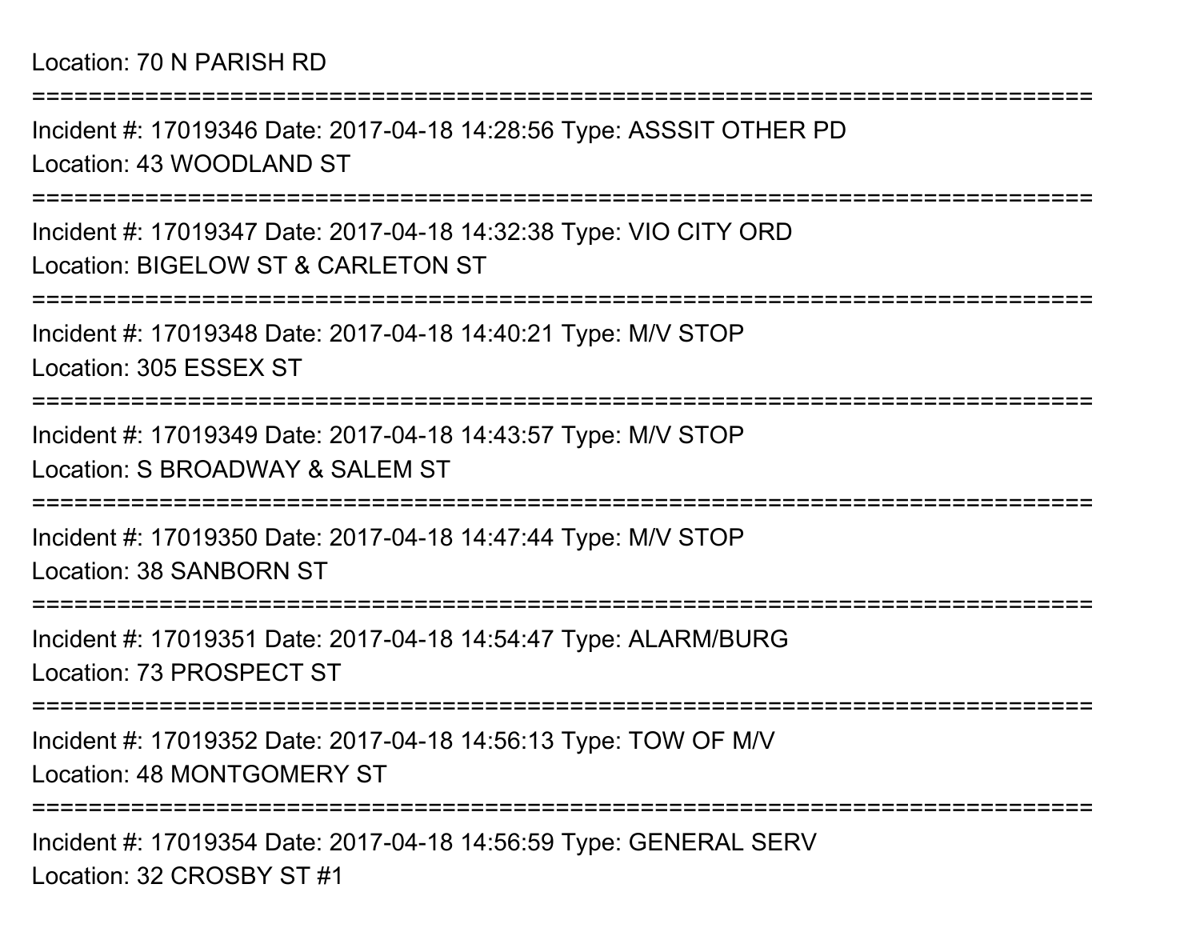Location: 70 N PARISH RD

===========================================================================

Incident #: 17019346 Date: 2017-04-18 14:28:56 Type: ASSSIT OTHER PD
Location: 43 WOODLAND ST

===========================================================================

Incident #: 17019347 Date: 2017-04-18 14:32:38 Type: VIO CITY ORD
Location: BIGELOW ST & CARLETON ST

===========================================================================

Incident #: 17019348 Date: 2017-04-18 14:40:21 Type: M/V STOP
Location: 305 ESSEX ST

===========================================================================

Incident #: 17019349 Date: 2017-04-18 14:43:57 Type: M/V STOP
Location: S BROADWAY & SALEM ST

===========================================================================

Incident #: 17019350 Date: 2017-04-18 14:47:44 Type: M/V STOP
Location: 38 SANBORN ST

===========================================================================

Incident #: 17019351 Date: 2017-04-18 14:54:47 Type: ALARM/BURG
Location: 73 PROSPECT ST

===========================================================================

Incident #: 17019352 Date: 2017-04-18 14:56:13 Type: TOW OF M/V
Location: 48 MONTGOMERY ST

===========================================================================

Incident #: 17019354 Date: 2017-04-18 14:56:59 Type: GENERAL SERV
Location: 32 CROSBY ST #1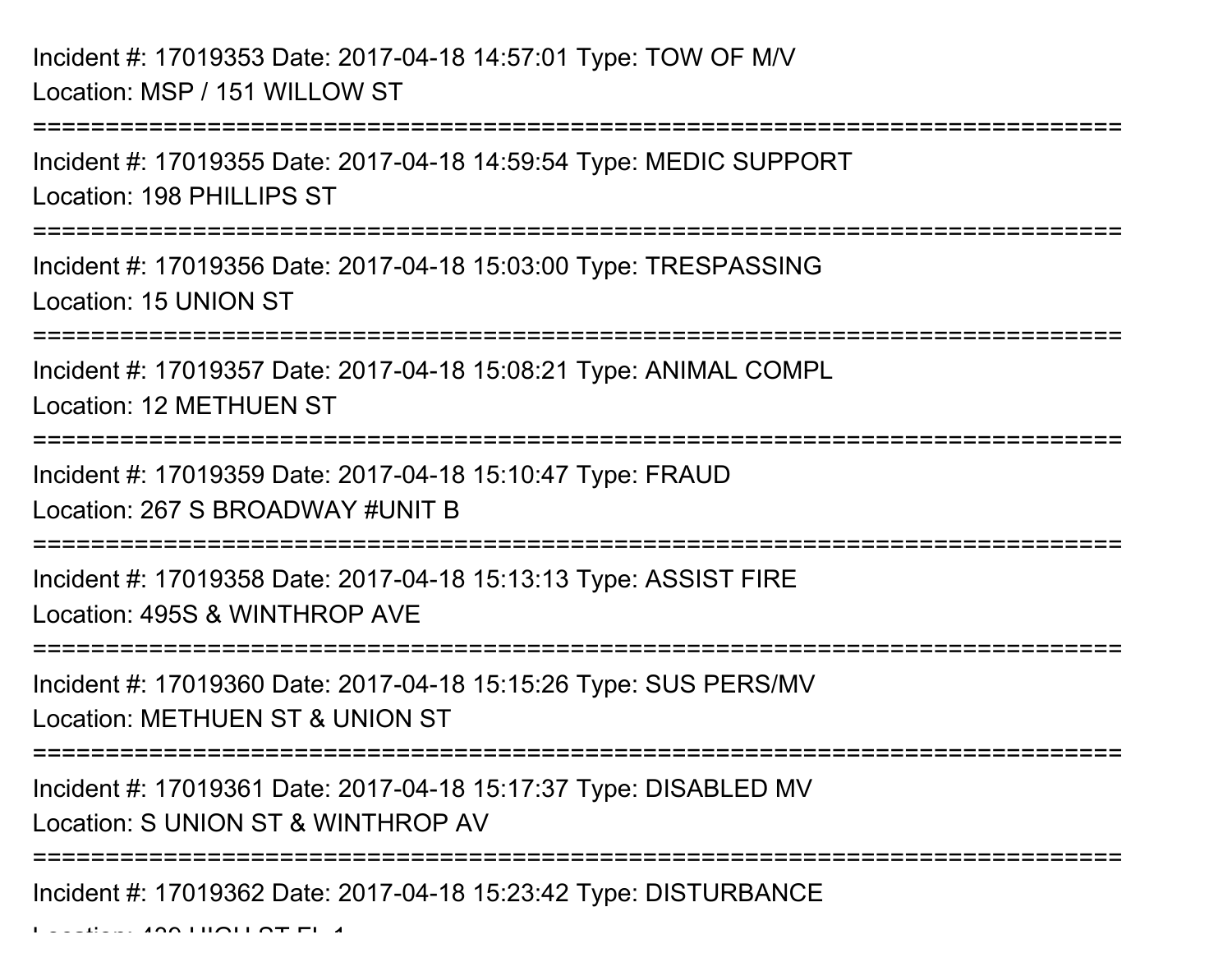Incident #: 17019353 Date: 2017-04-18 14:57:01 Type: TOW OF M/V
Location: MSP / 151 WILLOW ST

===========================================================================

Incident #: 17019355 Date: 2017-04-18 14:59:54 Type: MEDIC SUPPORT
Location: 198 PHILLIPS ST

===========================================================================

Incident #: 17019356 Date: 2017-04-18 15:03:00 Type: TRESPASSING
Location: 15 UNION ST

===========================================================================

Incident #: 17019357 Date: 2017-04-18 15:08:21 Type: ANIMAL COMPL
Location: 12 METHUEN ST

===========================================================================

Incident #: 17019359 Date: 2017-04-18 15:10:47 Type: FRAUD
Location: 267 S BROADWAY #UNIT B

===========================================================================

Incident #: 17019358 Date: 2017-04-18 15:13:13 Type: ASSIST FIRE
Location: 495S & WINTHROP AVE

===========================================================================

Incident #: 17019360 Date: 2017-04-18 15:15:26 Type: SUS PERS/MV
Location: METHUEN ST & UNION ST

===========================================================================

Incident #: 17019361 Date: 2017-04-18 15:17:37 Type: DISABLED MV
Location: S UNION ST & WINTHROP AV

===========================================================================

Incident #: 17019362 Date: 2017-04-18 15:23:42 Type: DISTURBANCE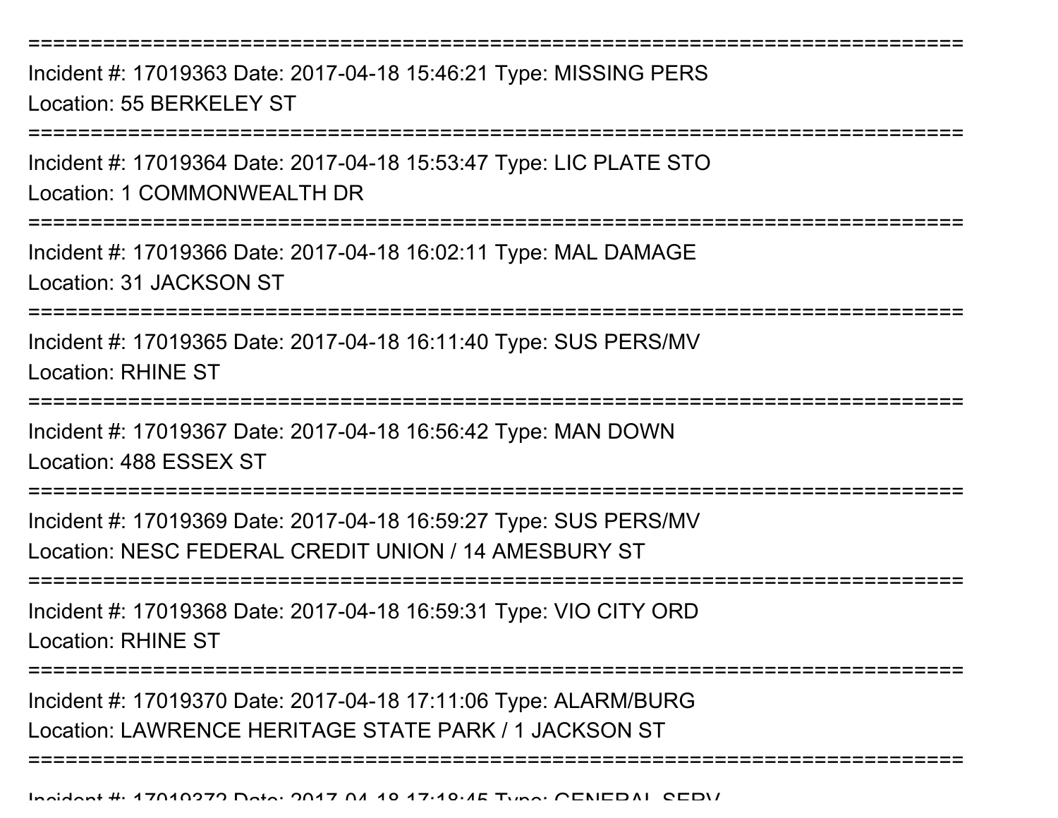===============================================================================

Incident #: 17019363 Date: 2017-04-18 15:46:21 Type: MISSING PERS
Location: 55 BERKELEY ST

===============================================================================

Incident #: 17019364 Date: 2017-04-18 15:53:47 Type: LIC PLATE STO
Location: 1 COMMONWEALTH DR

===============================================================================

Incident #: 17019366 Date: 2017-04-18 16:02:11 Type: MAL DAMAGE
Location: 31 JACKSON ST

===============================================================================

Incident #: 17019365 Date: 2017-04-18 16:11:40 Type: SUS PERS/MV
Location: RHINE ST

===============================================================================

Incident #: 17019367 Date: 2017-04-18 16:56:42 Type: MAN DOWN
Location: 488 ESSEX ST

===============================================================================

Incident #: 17019369 Date: 2017-04-18 16:59:27 Type: SUS PERS/MV
Location: NESC FEDERAL CREDIT UNION / 14 AMESBURY ST

===============================================================================

Incident #: 17019368 Date: 2017-04-18 16:59:31 Type: VIO CITY ORD
Location: RHINE ST

===============================================================================

Incident #: 17019370 Date: 2017-04-18 17:11:06 Type: ALARM/BURG
Location: LAWRENCE HERITAGE STATE PARK / 1 JACKSON ST

===============================================================================

Incident #: 17019372 Date: 2017-04-18 17:18:45 Type: GENERAL SERV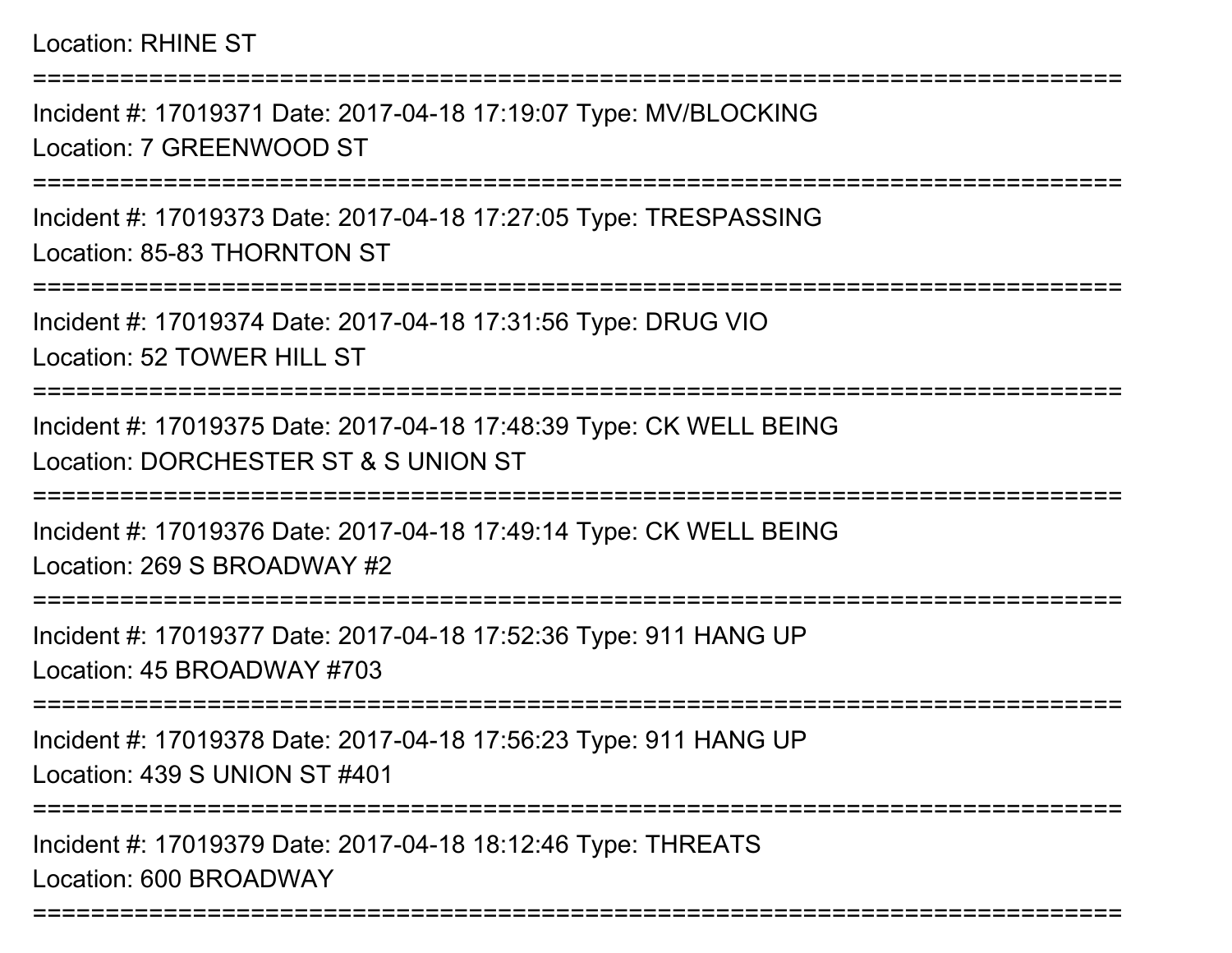Location: RHINE ST

===========================================================================

Incident #: 17019371 Date: 2017-04-18 17:19:07 Type: MV/BLOCKING
Location: 7 GREENWOOD ST

===========================================================================

Incident #: 17019373 Date: 2017-04-18 17:27:05 Type: TRESPASSING
Location: 85-83 THORNTON ST

===========================================================================

Incident #: 17019374 Date: 2017-04-18 17:31:56 Type: DRUG VIO
Location: 52 TOWER HILL ST

===========================================================================

Incident #: 17019375 Date: 2017-04-18 17:48:39 Type: CK WELL BEING
Location: DORCHESTER ST & S UNION ST

===========================================================================

Incident #: 17019376 Date: 2017-04-18 17:49:14 Type: CK WELL BEING
Location: 269 S BROADWAY #2

===========================================================================

Incident #: 17019377 Date: 2017-04-18 17:52:36 Type: 911 HANG UP
Location: 45 BROADWAY #703

===========================================================================

Incident #: 17019378 Date: 2017-04-18 17:56:23 Type: 911 HANG UP
Location: 439 S UNION ST #401

===========================================================================

Incident #: 17019379 Date: 2017-04-18 18:12:46 Type: THREATS
Location: 600 BROADWAY

===========================================================================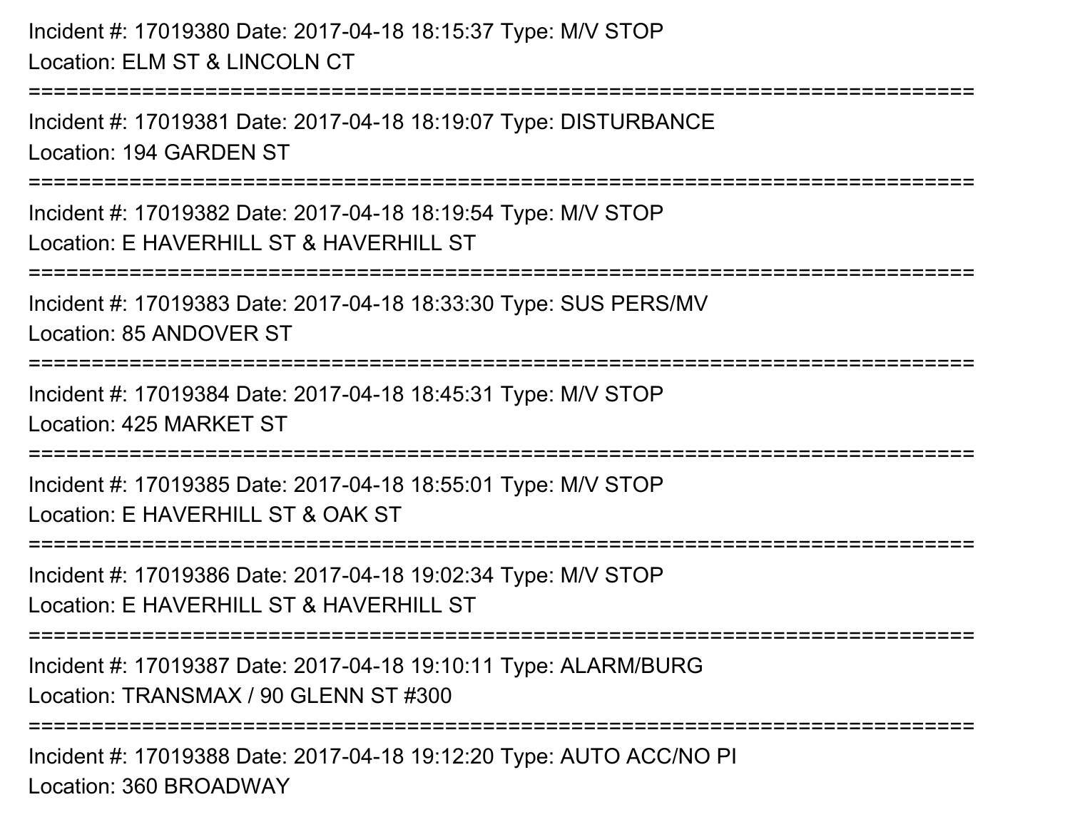Incident #: 17019380 Date: 2017-04-18 18:15:37 Type: M/V STOP
Location: ELM ST & LINCOLN CT

===========================================================================

Incident #: 17019381 Date: 2017-04-18 18:19:07 Type: DISTURBANCE
Location: 194 GARDEN ST

===========================================================================

Incident #: 17019382 Date: 2017-04-18 18:19:54 Type: M/V STOP
Location: E HAVERHILL ST & HAVERHILL ST

===========================================================================

Incident #: 17019383 Date: 2017-04-18 18:33:30 Type: SUS PERS/MV
Location: 85 ANDOVER ST

===========================================================================

Incident #: 17019384 Date: 2017-04-18 18:45:31 Type: M/V STOP
Location: 425 MARKET ST

===========================================================================

Incident #: 17019385 Date: 2017-04-18 18:55:01 Type: M/V STOP
Location: E HAVERHILL ST & OAK ST

===========================================================================

Incident #: 17019386 Date: 2017-04-18 19:02:34 Type: M/V STOP
Location: E HAVERHILL ST & HAVERHILL ST

===========================================================================

Incident #: 17019387 Date: 2017-04-18 19:10:11 Type: ALARM/BURG
Location: TRANSMAX / 90 GLENN ST #300

===========================================================================

Incident #: 17019388 Date: 2017-04-18 19:12:20 Type: AUTO ACC/NO PI
Location: 360 BROADWAY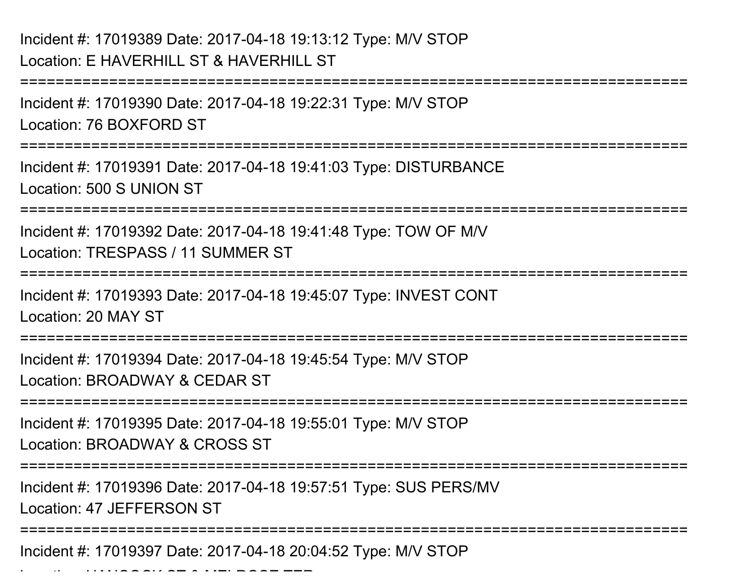Incident #: 17019389 Date: 2017-04-18 19:13:12 Type: M/V STOP
Location: E HAVERHILL ST & HAVERHILL ST

===========================================================================

Incident #: 17019390 Date: 2017-04-18 19:22:31 Type: M/V STOP
Location: 76 BOXFORD ST

===========================================================================

Incident #: 17019391 Date: 2017-04-18 19:41:03 Type: DISTURBANCE
Location: 500 S UNION ST

===========================================================================

Incident #: 17019392 Date: 2017-04-18 19:41:48 Type: TOW OF M/V
Location: TRESPASS / 11 SUMMER ST

===========================================================================

Incident #: 17019393 Date: 2017-04-18 19:45:07 Type: INVEST CONT
Location: 20 MAY ST

===========================================================================

Incident #: 17019394 Date: 2017-04-18 19:45:54 Type: M/V STOP
Location: BROADWAY & CEDAR ST

===========================================================================

Incident #: 17019395 Date: 2017-04-18 19:55:01 Type: M/V STOP
Location: BROADWAY & CROSS ST

===========================================================================

Incident #: 17019396 Date: 2017-04-18 19:57:51 Type: SUS PERS/MV
Location: 47 JEFFERSON ST

===========================================================================

Incident #: 17019397 Date: 2017-04-18 20:04:52 Type: M/V STOP
Location: HANCOCK ST & MELROSE TER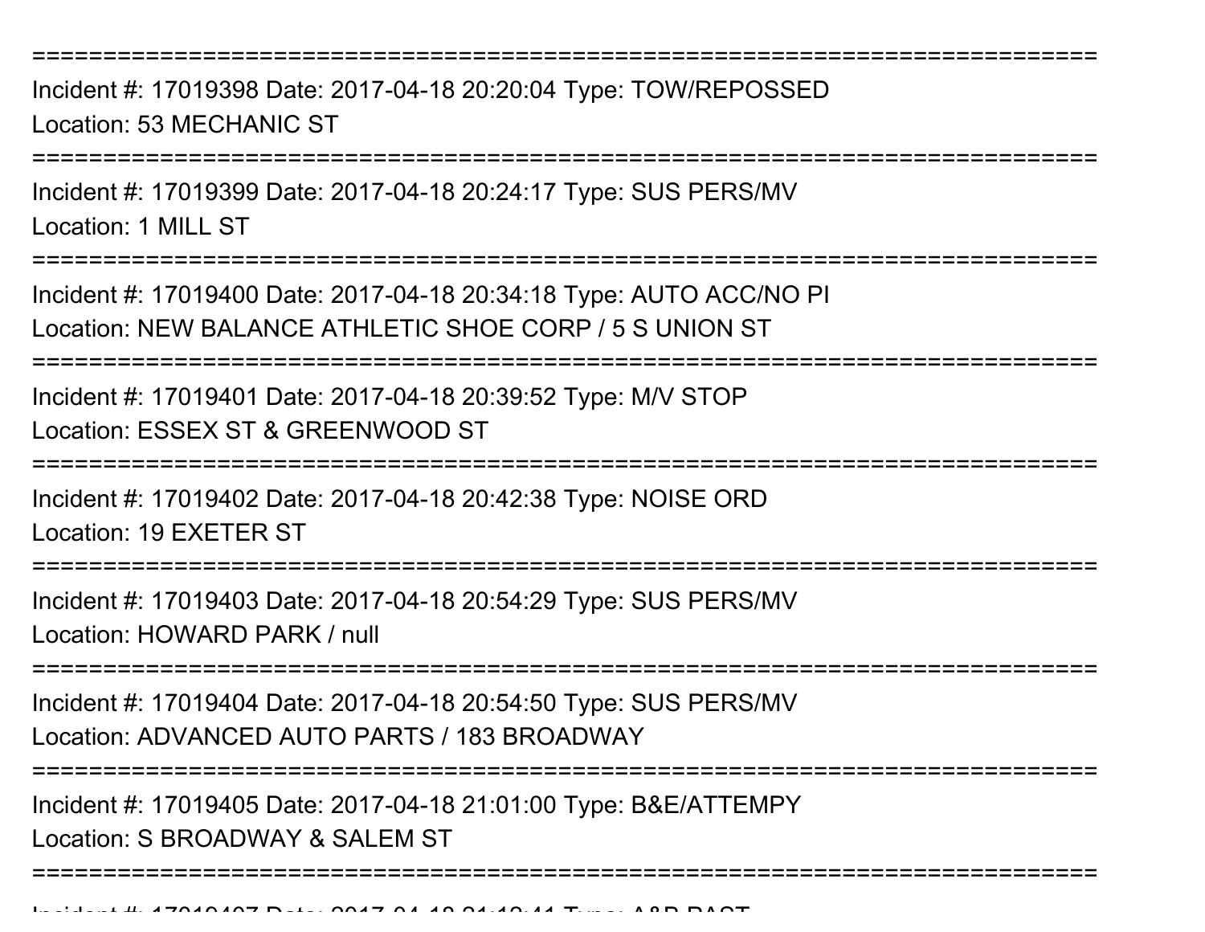===============================================================================

Incident #: 17019398 Date: 2017-04-18 20:20:04 Type: TOW/REPOSSED
Location: 53 MECHANIC ST

===============================================================================

Incident #: 17019399 Date: 2017-04-18 20:24:17 Type: SUS PERS/MV
Location: 1 MILL ST

===============================================================================

Incident #: 17019400 Date: 2017-04-18 20:34:18 Type: AUTO ACC/NO PI
Location: NEW BALANCE ATHLETIC SHOE CORP / 5 S UNION ST

===============================================================================

Incident #: 17019401 Date: 2017-04-18 20:39:52 Type: M/V STOP
Location: ESSEX ST & GREENWOOD ST

===============================================================================

Incident #: 17019402 Date: 2017-04-18 20:42:38 Type: NOISE ORD
Location: 19 EXETER ST

===============================================================================

Incident #: 17019403 Date: 2017-04-18 20:54:29 Type: SUS PERS/MV
Location: HOWARD PARK / null

===============================================================================

Incident #: 17019404 Date: 2017-04-18 20:54:50 Type: SUS PERS/MV
Location: ADVANCED AUTO PARTS / 183 BROADWAY

===============================================================================

Incident #: 17019405 Date: 2017-04-18 21:01:00 Type: B&E/ATTEMPY
Location: S BROADWAY & SALEM ST

===============================================================================

Incident #: 17019407 Date: 2017-04-18 21:12:41 Type: A&B PAST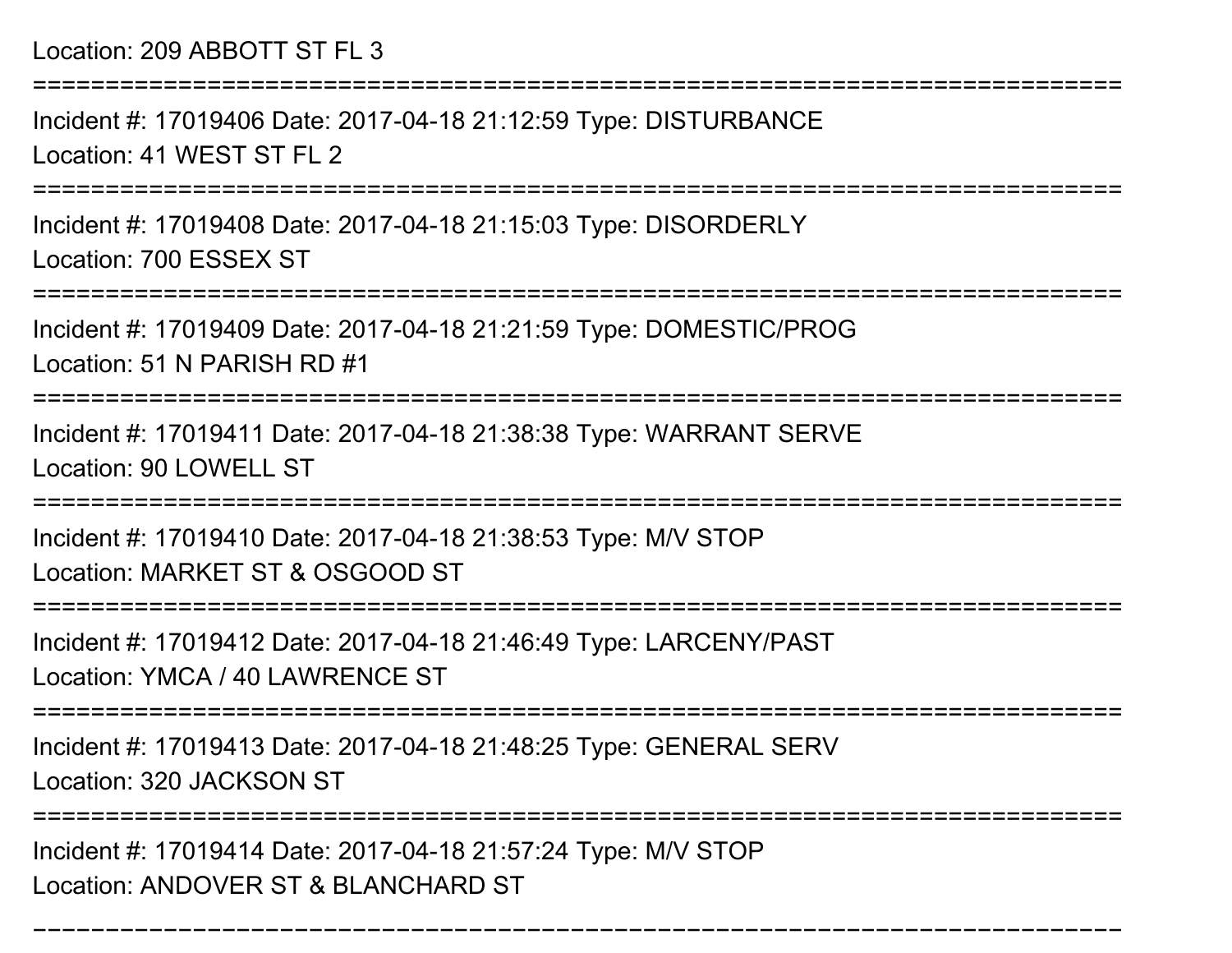Location: 209 ABBOTT ST FL 3

===========================================================================

Incident #: 17019406 Date: 2017-04-18 21:12:59 Type: DISTURBANCE

Location: 41 WEST ST FL 2

===========================================================================

Incident #: 17019408 Date: 2017-04-18 21:15:03 Type: DISORDERLY

Location: 700 ESSEX ST

===========================================================================

Incident #: 17019409 Date: 2017-04-18 21:21:59 Type: DOMESTIC/PROG

Location: 51 N PARISH RD #1

===========================================================================

Incident #: 17019411 Date: 2017-04-18 21:38:38 Type: WARRANT SERVE

Location: 90 LOWELL ST

===========================================================================

Incident #: 17019410 Date: 2017-04-18 21:38:53 Type: M/V STOP

Location: MARKET ST & OSGOOD ST

===========================================================================

Incident #: 17019412 Date: 2017-04-18 21:46:49 Type: LARCENY/PAST

Location: YMCA / 40 LAWRENCE ST

===========================================================================

Incident #: 17019413 Date: 2017-04-18 21:48:25 Type: GENERAL SERV

Location: 320 JACKSON ST

===========================================================================

Incident #: 17019414 Date: 2017-04-18 21:57:24 Type: M/V STOP

Location: ANDOVER ST & BLANCHARD ST

---------------------------------------------------------------------------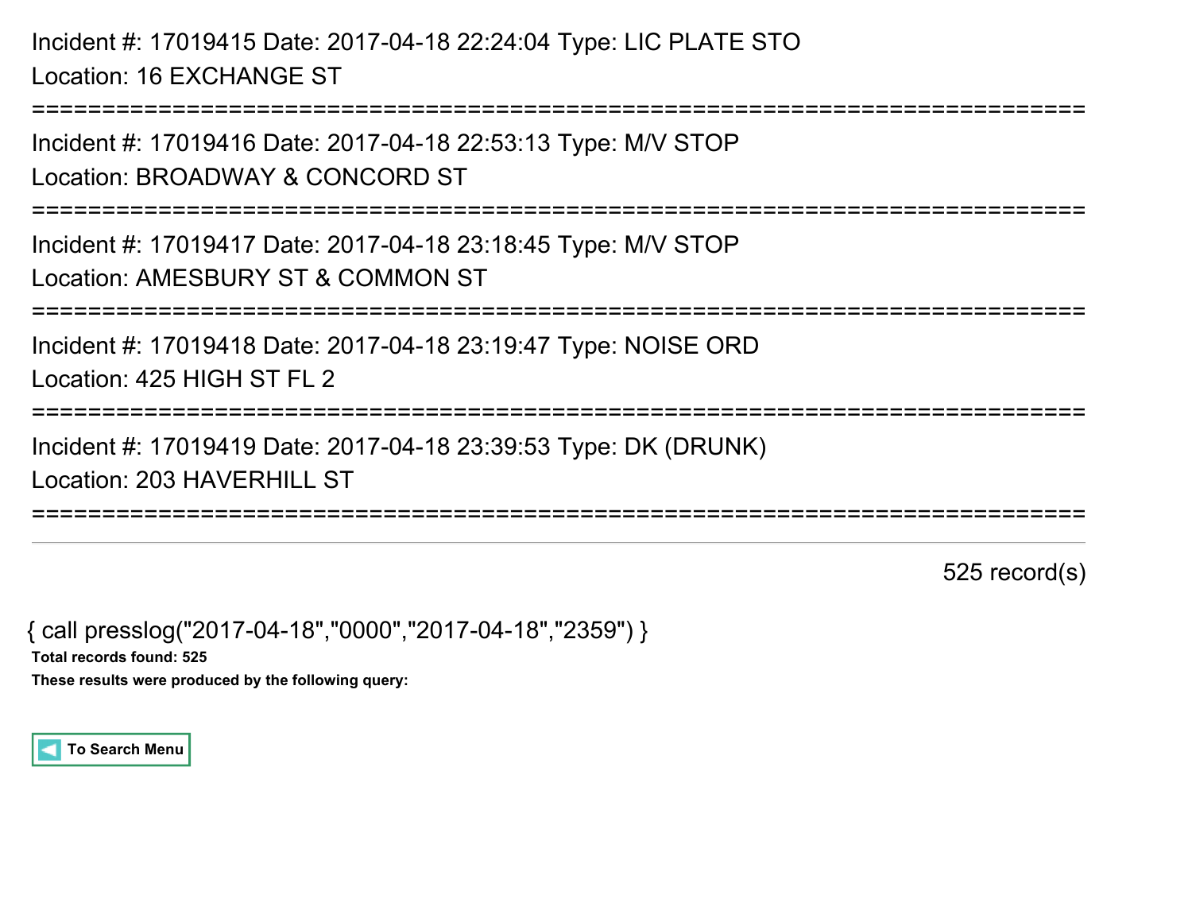Incident #: 17019415 Date: 2017-04-18 22:24:04 Type: LIC PLATE STO

Location: 16 EXCHANGE ST

===========================================================================

Incident #: 17019416 Date: 2017-04-18 22:53:13 Type: M/V STOP

Location: BROADWAY & CONCORD ST

===========================================================================

Incident #: 17019417 Date: 2017-04-18 23:18:45 Type: M/V STOP

Location: AMESBURY ST & COMMON ST

===========================================================================

Incident #: 17019418 Date: 2017-04-18 23:19:47 Type: NOISE ORD

Location: 425 HIGH ST FL 2

===========================================================================

Incident #: 17019419 Date: 2017-04-18 23:39:53 Type: DK (DRUNK)

Location: 203 HAVERHILL ST

===========================================================================

---

525 record(s)

{ call presslog("2017-04-18","0000","2017-04-18","2359") }

**Total records found: 525**

**These results were produced by the following query:**

To Search Menu